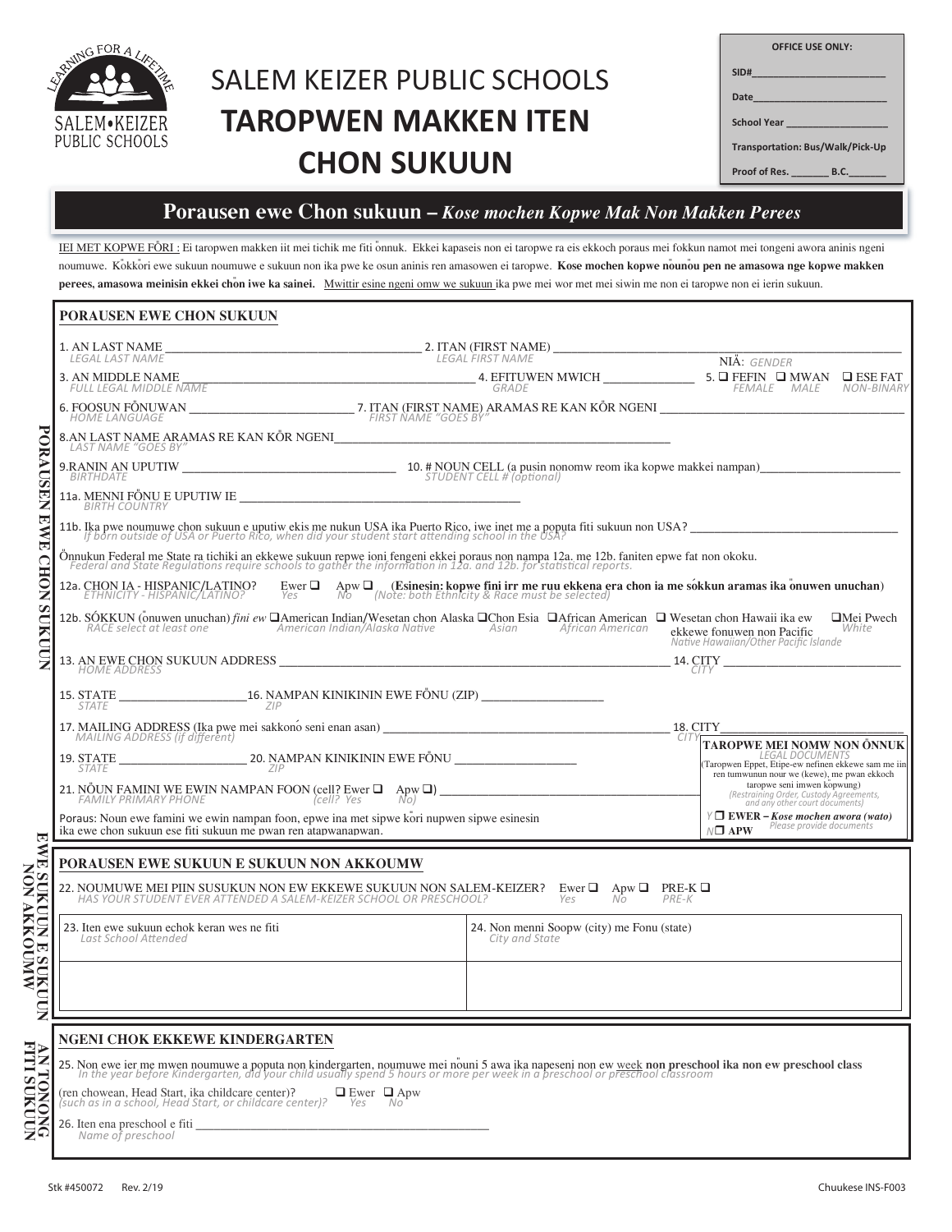SALEM KEIZER PUBLIC SCHOOLS

# TAROPWEN MAKKEN ITEN CHON SUKUUN

**OFFICE USE ONLY:**

SID#\_\_\_\_\_\_\_\_\_\_\_\_\_\_\_\_\_\_\_\_\_\_

Date\_\_\_\_\_\_\_\_\_\_\_\_\_\_\_\_\_\_\_\_\_\_

School Year \_\_\_\_\_\_\_\_\_\_\_\_\_\_\_\_\_\_

Transportation: Bus/Walk/Pick-Up

Proof of Res. \_\_\_\_\_\_\_ B.C.\_\_\_\_\_\_\_

## Porausen ewe Chon sukuun – *Kose mochen Kopwe Mak Non Makken Perees*

IEI MET KOPWE FŐRI : Ei taropwen makken iit mei tichik me fiti ȍnnuk. Ekkei kapaseis non ei taropwe ra eis ekkoch poraus mei fokkun namot mei tongeni awora aninis ngeni noumuwe. Kȍkkȍri ewe sukuun noumuwe e sukuun non ika pwe ke osun aninis ren amasowen ei taropwe. **Kose mochen kopwe nȍunȍu pen ne amasowa nge kopwe makken perees, amasowa meinisin ekkei chȍn iwe ka sainei.** Mwittir esine ngeni omw we sukuun ika pwe mei wor met mei siwin me non ei taropwe non ei ierin sukuun.

### PORAUSEN EWE CHON SUKUUN

1. AN LAST NAME \_\_\_\_\_\_\_\_\_\_\_\_\_\_\_\_ *LEGAL LAST NAME*
2. ITAN (FIRST NAME) \_\_\_\_\_\_\_\_\_\_\_\_\_\_\_\_ *LEGAL FIRST NAME*
3. AN MIDDLE NAME \_\_\_\_\_\_\_\_\_\_\_\_\_\_\_\_ *FULL LEGAL MIDDLE NAME*
4. EFITUWEN MWICH \_\_\_\_\_\_\_\_\_\_ *GRADE*
5. NIÄ: *GENDER* ❑ FEFIN *FEMALE* ❑ MWAN *MALE* ❑ ESE FAT *NON-BINARY*
6. FOOSUN FŐNUWAN \_\_\_\_\_\_\_\_\_\_\_\_\_\_\_\_ *HOME LANGUAGE*
7. ITAN (FIRST NAME) ARAMAS RE KAN KŐR NGENI \_\_\_\_\_\_\_\_\_\_\_\_\_\_\_\_ *FIRST NAME "GOES BY"*
8. AN LAST NAME ARAMAS RE KAN KŐR NGENI\_\_\_\_\_\_\_\_\_\_\_\_\_\_\_\_ *LAST NAME "GOES BY"*
9. RANIN AN UPUTIW \_\_\_\_\_\_\_\_\_\_\_\_\_\_\_\_ *BIRTHDATE*
10. # NOUN CELL (a pusin nonomw reom ika kopwe makkei nampan)\_\_\_\_\_\_\_\_\_\_\_\_\_\_\_\_ *STUDENT CELL # (optional)*

11a. MENNI FŐNU E UPUTIW IE \_\_\_\_\_\_\_\_\_\_\_\_\_\_\_\_ *BIRTH COUNTRY*

11b. Ika pwe noumuwe chon sukuun e uputiw ekis me nukun USA ika Puerto Rico, iwe inet me a poputa fiti sukuun non USA? \_\_\_\_\_\_\_\_\_\_\_\_\_\_\_\_ *If born outside of USA or Puerto Rico, when did your student start attending school in the USA?*

Ȍnnukun Federal me State ra tichiki an ekkewe sukuun repwe ioni fengeni ekkei poraus non nampa 12a. me 12b. faniten epwe fat non okoku. *Federal and State Regulations require schools to gather the information in 12a. and 12b. for statistical reports.*

12a. CHON IA - HISPANIC/LATINO? *ETHNICITY - HISPANIC/LATINO?* Ewer ❑ *Yes* Apw ❑ *No* (**Esinesin: kopwe fini irr me ruu ekkena era chon ia me sókkun aramas ika ȍnuwen unuchan**) *(Note: both Ethnicity & Race must be selected)*

12b. SÓKKUN (ȍnuwen unuchan) *fini ew* *RACE select at least one* ❑American Indian/Wesetan chon Alaska *American Indian/Alaska Native* ❑Chon Esia *Asian* ❑African American *African American* ❑ Wesetan chon Hawaii ika ew ekkewe fonuwen non Pacific *Native Hawaiian/Other Pacific Islande* ❑Mei Pwech *White*

13. AN EWE CHON SUKUUN ADDRESS \_\_\_\_\_\_\_\_\_\_\_\_\_\_\_\_ *HOME ADDRESS*
14. CITY \_\_\_\_\_\_\_\_\_\_\_\_\_\_\_\_ *CITY*
15. STATE \_\_\_\_\_\_\_\_\_\_\_\_\_\_\_\_ *STATE*
16. NAMPAN KINIKININ EWE FŐNU (ZIP) \_\_\_\_\_\_\_\_\_\_\_\_\_\_\_\_ *ZIP*
17. MAILING ADDRESS (Ika pwe mei sakkonó seni enan asan) \_\_\_\_\_\_\_\_\_\_\_\_\_\_\_\_ *MAILING ADDRESS (if different)*
18. CITY\_\_\_\_\_\_\_\_\_\_\_\_\_\_\_\_ *CITY*
19. STATE \_\_\_\_\_\_\_\_\_\_\_\_\_\_\_\_ *STATE*
20. NAMPAN KINIKININ EWE FŐNU \_\_\_\_\_\_\_\_\_\_\_\_\_\_\_\_ *ZIP*
21. NŐUN FAMINI WE EWIN NAMPAN FOON (cell? Ewer ❑ Apw ❑) \_\_\_\_\_\_\_\_\_\_\_\_\_\_\_\_ *FAMILY PRIMARY PHONE (cell? Yes No)*

Poraus: Noun ewe famini we ewin nampan foon, epwe ina met sipwe kȍri nupwen sipwe esinesin ika ewe chon sukuun ese fiti sukuun me pwan ren atapwanapwan.

**TAROPWE MEI NOMW NON ȌNNUK** *LEGAL DOCUMENTS*
(Taropwen Eppet, Etipe-ew nefinen ekkewe sam me iin ren tumwunun nour we (kewe), me pwan ekkoch taropwe seni imwen kopwung) *(Restraining Order, Custody Agreements, and any other court documents)*

*Y* ❑ **EWER –** ***Kose mochen awora (wato)*** *Please provide documents*
*N* ❑ **APW**

### PORAUSEN EWE SUKUUN E SUKUUN NON AKKOUMW

22. NOUMUWE MEI PIIN SUSUKUN NON EW EKKEWE SUKUUN NON SALEM-KEIZER? Ewer ❑ *Yes* Apw ❑ *No* PRE-K ❑ *PRE-K* *HAS YOUR STUDENT EVER ATTENDED A SALEM-KEIZER SCHOOL OR PRESCHOOL?*

| 23. Iten ewe sukuun echok keran wes ne fiti *Last School Attended* | 24. Non menni Soopw (city) me Fonu (state) *City and State* |
| --- | --- |
| | |

### NGENI CHOK EKKEWE KINDERGARTEN

25. Non ewe ier me mwen noumuwe a poputa non kindergarten, noumuwe mei nȍuni 5 awa ika napeseni non ew week **non preschool ika non ew preschool class** (ren chowean, Head Start, ika childcare center)? ❑ Ewer *Yes* ❑ Apw *No* *In the year before Kindergarten, did your child usually spend 5 hours or more per week in a preschool or preschool classroom (such as in a school, Head Start, or childcare center)?*

26. Iten ena preschool e fiti \_\_\_\_\_\_\_\_\_\_\_\_\_\_\_\_ *Name of preschool*

Stk #450072 Rev. 2/19 Chuukese INS-F003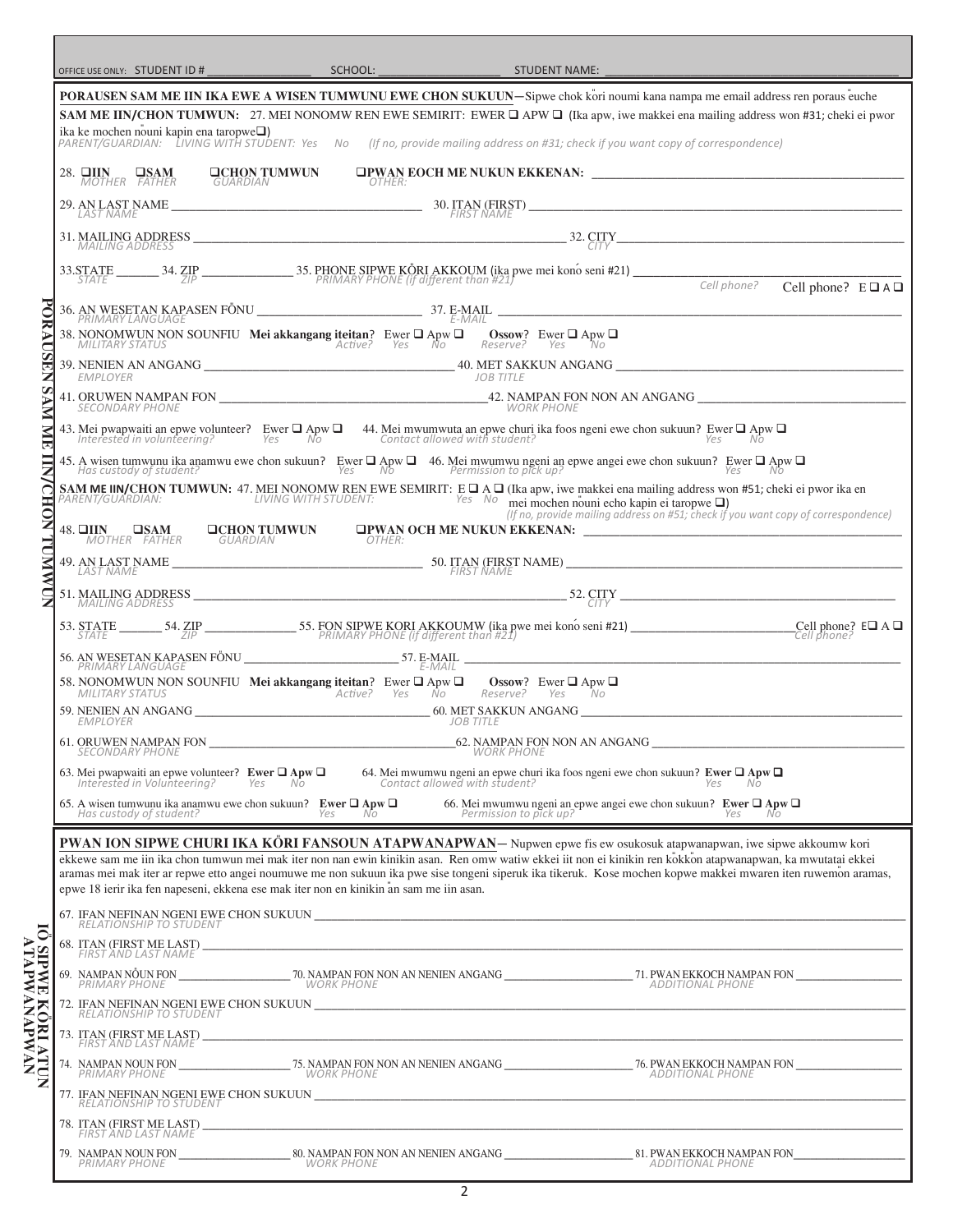OFFICE USE ONLY: STUDENT ID # ________________ SCHOOL: __________________ STUDENT NAME: ________________________________________

**PORAUSEN SAM ME IIN IKA EWE A WISEN TUMWUNU EWE CHON SUKUUN**—Sipwe chok kori noumi kana nampa me email address ren poraus euche

**SAM ME IIN/CHON TUMWUN:** 27. MEI NONOMW REN EWE SEMIRIT: EWER ❑ APW ❑ (Ika apw, iwe makkei ena mailing address won #31; cheki ei pwor ika ke mochen nouni kapin ena tarop we❑)
*PARENT/GUARDIAN: LIVING WITH STUDENT: Yes No (If no, provide mailing address on #31; check if you want copy of correspondence)*

28. ❑IIN *MOTHER* ❑SAM *FATHER* ❑CHON TUMWUN *GUARDIAN* ❑PWAN EOCH ME NUKUN EKKENAN: *OTHER:* ______________________

29. AN LAST NAME *LAST NAME* ______________________ 30. ITAN (FIRST) *FIRST NAME* ______________________

31. MAILING ADDRESS *MAILING ADDRESS* ______________________ 32. CITY *CITY* ______________________

33. STATE *STATE* ______ 34. ZIP *ZIP* ______ 35. PHONE SIPWE KÖRI AKKOUM (ika pwe mei kono seni #21) *PRIMARY PHONE (if different than #21)* ______________________ *Cell phone?* Cell phone? E ❑ A ❑

36. AN WESETAN KAPASEN FÖNU *PRIMARY LANGUAGE* ______________________ 37. E-MAIL *E-MAIL* ______________________

38. NONOMWUN NON SOUNFIU *MILITARY STATUS* **Mei akkangang iteitan**? *Active?* Ewer *Yes* ❑ Apw *No* ❑ **Ossow**? *Reserve?* Ewer *Yes* ❑ Apw *No* ❑

39. NENIEN AN ANGANG *EMPLOYER* ______________________ 40. MET SAKKUN ANGANG *JOB TITLE* ______________________

41. ORUWEN NAMPAN FON *SECONDARY PHONE* ______________________ 42. NAMPAN FON NON AN ANGANG *WORK PHONE* ______________________

43. Mei pwapwaiti an epwe volunteer? *Interested in volunteering?* Ewer *Yes* ❑ Apw *No* ❑ 44. Mei mwumwuta an epwe churi ika foos ngeni ewe chon sukuun? *Contact allowed with student?* Ewer *Yes* ❑ Apw *No* ❑

45. A wisen tumwunu ika anamwu ewe chon sukuun? *Has custody of student?* Ewer *Yes* ❑ Apw *No* ❑ 46. Mei mwumwu ngeni an epwe angei ewe chon sukuun? *Permission to pick up?* Ewer *Yes* ❑ Apw *No* ❑

**SAM ME IIN/CHON TUMWUN:** 47. MEI NONOMW REN EWE SEMIRIT: E ❑ A ❑ (Ika apw, iwe makkei ena mailing address won #51; cheki ei pwor ika en mei mochen nouni echo kapin ei tarop we ❑)
*PARENT/GUARDIAN: LIVING WITH STUDENT: Yes No (If no, provide mailing address on #51; check if you want copy of correspondence)*

48. ❑IIN *MOTHER* ❑SAM *FATHER* ❑CHON TUMWUN *GUARDIAN* ❑PWAN OCH ME NUKUN EKKENAN: *OTHER:* ______________________

49. AN LAST NAME *LAST NAME* ______________________ 50. ITAN (FIRST NAME) *FIRST NAME* ______________________

51. MAILING ADDRESS *MAILING ADDRESS* ______________________ 52. CITY *CITY* ______________________

53. STATE *STATE* ______ 54. ZIP *ZIP* ______ 55. FON SIPWE KORI AKKOUMW (ika pwe mei kono seni #21) *PRIMARY PHONE (if different than #21)* ______________________ Cell phone? *Cell phone?* E❑ A ❑

56. AN WESETAN KAPASEN FÖNU *PRIMARY LANGUAGE* ______________________ 57. E-MAIL *E-MAIL* ______________________

58. NONOMWUN NON SOUNFIU *MILITARY STATUS* **Mei akkangang iteitan**? *Active?* Ewer *Yes* ❑ Apw *No* ❑ **Ossow**? *Reserve?* Ewer *Yes* ❑ Apw *No* ❑

59. NENIEN AN ANGANG *EMPLOYER* ______________________ 60. MET SAKKUN ANGANG *JOB TITLE* ______________________

61. ORUWEN NAMPAN FON *SECONDARY PHONE* ______________________ 62. NAMPAN FON NON AN ANGANG *WORK PHONE* ______________________

63. Mei pwapwaiti an epwe volunteer? *Interested in Volunteering?* **Ewer** *Yes* ❑ **Apw** *No* ❑ 64. Mei mwumwu ngeni an epwe churi ika foos ngeni ewe chon sukuun? *Contact allowed with student?* **Ewer** *Yes* ❑ **Apw** *No* ❑

65. A wisen tumwunu ika anamwu ewe chon sukuun? *Has custody of student?* **Ewer** *Yes* ❑ **Apw** *No* ❑ 66. Mei mwumwu ngeni an epwe angei ewe chon sukuun? *Permission to pick up?* **Ewer** *Yes* ❑ **Apw** *No* ❑

(PORAUSEN SAM ME IIN/CHON TUMWUN)

**PWAN ION SIPWE CHURI IKA KÖRI FANSOUN ATAPWANAPWAN**— Nupwen epwe fis ew osukosuk atapwanapwan, iwe sipwe akkoumw kori ekkewe sam me iin ika chon tumwun mei mak iter non nan ewin kinikin asan. Ren omw watiw ekkei iit non ei kinikin ren kokkon atapwanapwan, ka mwutatai ekkei aramas mei mak iter ar repwe etto angei noumuwe me non sukuun ika pwe sise tongeni siperuk ika tikeruk. Kose mochen kopwe makkei mwaren iten ruwemon aramas, epwe 18 ierir ika fen napeseni, ekkena ese mak iter non en kinikin an sam me iin asan.

67. IFAN NEFINAN NGENI EWE CHON SUKUUN *RELATIONSHIP TO STUDENT* ______________________

68. ITAN (FIRST ME LAST) *FIRST AND LAST NAME* ______________________

69. NAMPAN NÖUN FON *PRIMARY PHONE* ______ 70. NAMPAN FON NON AN NENIEN ANGANG *WORK PHONE* ______ 71. PWAN EKKOCH NAMPAN FON *ADDITIONAL PHONE* ______

72. IFAN NEFINAN NGENI EWE CHON SUKUUN *RELATIONSHIP TO STUDENT* ______________________

73. ITAN (FIRST ME LAST) *FIRST AND LAST NAME* ______________________

74. NAMPAN NOUN FON *PRIMARY PHONE* ______ 75. NAMPAN FON NON AN NENIEN ANGANG *WORK PHONE* ______ 76. PWAN EKKOCH NAMPAN FON *ADDITIONAL PHONE* ______

77. IFAN NEFINAN NGENI EWE CHON SUKUUN *RELATIONSHIP TO STUDENT* ______________________

78. ITAN (FIRST ME LAST) *FIRST AND LAST NAME* ______________________

79. NAMPAN NOUN FON *PRIMARY PHONE* ______ 80. NAMPAN FON NON AN NENIEN ANGANG *WORK PHONE* ______ 81. PWAN EKKOCH NAMPAN FON *ADDITIONAL PHONE* ______

(IÖ SIPWE KÖRI ATUN ATAPWANAPWAN)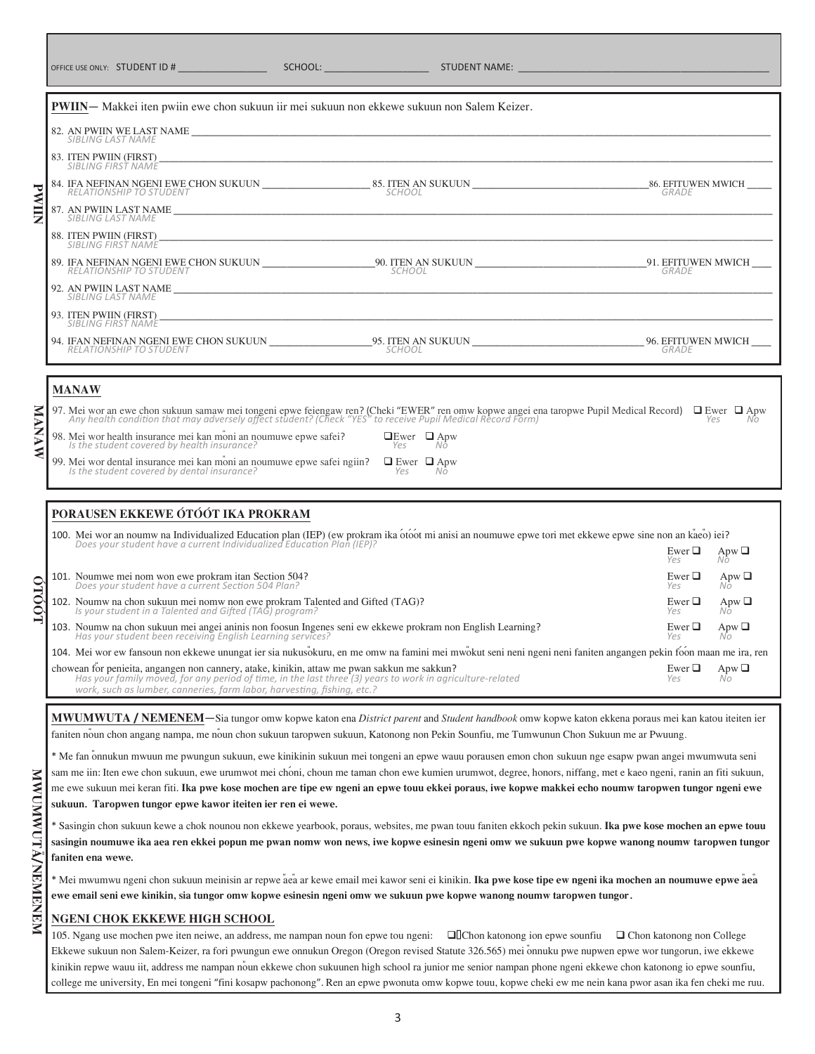OFFICE USE ONLY: STUDENT ID # ________________ SCHOOL: ___________________ STUDENT NAME: ______________________________________________

## PWIIN

**PWIIN**— Makkei iten pwiin ewe chon sukuun iir mei sukuun non ekkewe sukuun non Salem Keizer.

82. AN PWIIN WE LAST NAME ____________________
*SIBLING LAST NAME*

83. ITEN PWIIN (FIRST) ____________________
*SIBLING FIRST NAME*

84. IFA NEFINAN NGENI EWE CHON SUKUUN ____________________ 85. ITEN AN SUKUUN ____________________ 86. EFITUWEN MWICH ____
*RELATIONSHIP TO STUDENT* *SCHOOL* *GRADE*

87. AN PWIIN LAST NAME ____________________
*SIBLING LAST NAME*

88. ITEN PWIIN (FIRST) ____________________
*SIBLING FIRST NAME*

89. IFA NEFINAN NGENI EWE CHON SUKUUN ____________________ 90. ITEN AN SUKUUN ____________________ 91. EFITUWEN MWICH ____
*RELATIONSHIP TO STUDENT* *SCHOOL* *GRADE*

92. AN PWIIN LAST NAME ____________________
*SIBLING LAST NAME*

93. ITEN PWIIN (FIRST) ____________________
*SIBLING FIRST NAME*

94. IFAN NEFINAN NGENI EWE CHON SUKUUN ____________________ 95. ITEN AN SUKUUN ____________________ 96. EFITUWEN MWICH ____
*RELATIONSHIP TO STUDENT* *SCHOOL* *GRADE*

## MANAW

**MANAW**

97. Mei wor an ewe chon sukuun samaw mei tongeni epwe feiengaw ren? (Cheki "EWER" ren omw kopwe angei ena taropwe Pupil Medical Record) ❑ Ewer *Yes* ❑ Apw *No*
*Any health condition that may adversely affect student? (Check "YES" to receive Pupil Medical Record Form)*

98. Mei wor health insurance mei kan mo̐ni an noumuwe epwe safei? ❑Ewer *Yes* ❑ Apw *No*
*Is the student covered by health insurance?*

99. Mei wor dental insurance mei kan mo̐ni an noumuwe epwe safei ngiin? ❑ Ewer *Yes* ❑ Apw *No*
*Is the student covered by dental insurance?*

## ÓTÓÓT

**PORAUSEN EKKEWE ÓTÓÓT IKA PROKRAM**

100. Mei wor an noumw na Individualized Education plan (IEP) (ew prokram ika ótóót mi anisi an noumuwe epwe tori met ekkewe epwe sine non an ka̐eo̐) iei? Ewer ❑ *Yes* Apw ❑ *No*
*Does your student have a current Individualized Education Plan (IEP)?*

101. Noumwe mei nom won ewe prokram itan Section 504? Ewer ❑ *Yes* Apw ❑ *No*
*Does your student have a current Section 504 Plan?*

102. Noumw na chon sukuun mei nomw non ewe prokram Talented and Gifted (TAG)? Ewer ❑ *Yes* Apw ❑ *No*
*Is your student in a Talented and Gifted (TAG) program?*

103. Noumw na chon sukuun mei angei aninis non foosun Ingenes seni ew ekkewe prokram non English Learning? Ewer ❑ *Yes* Apw ❑ *No*
*Has your student been receiving English Learning services?*

104. Mei wor ew fansoun non ekkewe unungat ier sia nukuso̐kuru, en me omw na famini mei mwo̐kut seni neni ngeni neni faniten angangen pekin fóon maan me ira, ren chowean fo̐r penieita, angangen non cannery, atake, kinikin, attaw me pwan sakkun me sakkun? Ewer ❑ *Yes* Apw ❑ *No*
*Has your family moved, for any period of time, in the last three (3) years to work in agriculture-related work, such as lumber, canneries, farm labor, harvesting, fishing, etc.?*

## MWUMWUTA/NEMENEM

**MWUMWUTA / NEMENEM**—Sia tungor omw kopwe katon ena *District parent* and *Student handbook* omw kopwe katon ekkena poraus mei kan katou iteiten ier faniten no̐un chon angang nampa, me no̐un chon sukuun taropwen sukuun, Katonong non Pekin Sounfiu, me Tumwunun Chon Sukuun me ar Pwuung.

* Me fan o̐nnukun mwuun me pwungun sukuun, ewe kinikinin sukuun mei tongeni an epwe wauu porausen emon chon sukuun nge esapw pwan angei mwumwuta seni sam me iin: Iten ewe chon sukuun, ewe urumwot mei chóni, choun me taman chon ewe kumien urumwot, degree, honors, niffang, met e kaeo ngeni, ranin an fiti sukuun, me ewe sukuun mei keran fiti. **Ika pwe kose mochen are tipe ew ngeni an epwe touu ekkei poraus, iwe kopwe makkei echo noumw taropwen tungor ngeni ewe sukuun. Taropwen tungor epwe kawor iteiten ier ren ei wewe.**

* Sasingin chon sukuun kewe a chok nounou non ekkewe yearbook, poraus, websites, me pwan touu faniten ekkoch pekin sukuun. **Ika pwe kose mochen an epwe touu sasingin noumuwe ika aea ren ekkei popun me pwan nomw won news, iwe kopwe esinesin ngeni omw we sukuun pwe kopwe wanong noumw taropwen tungor faniten ena wewe.**

* Mei mwumwu ngeni chon sukuun meinisin ar repwe a̐ea̐ ar kewe email mei kawor seni ei kinikin. **Ika pwe kose tipe ew ngeni ika mochen an noumuwe epwe a̐ea̐ ewe email seni ewe kinikin, sia tungor omw kopwe esinesin ngeni omw we sukuun pwe kopwe wanong noumw taropwen tungor.**

**NGENI CHOK EKKEWE HIGH SCHOOL**

105. Ngang use mochen pwe iten neiwe, an address, me nampan noun fon epwe tou ngeni: ❑ Chon katonong ion epwe sounfiu ❑ Chon katonong non College
Ekkewe sukuun non Salem-Keizer, ra fori pwungun ewe onnukun Oregon (Oregon revised Statute 326.565) mei o̐nnuku pwe nupwen epwe wor tungorun, iwe ekkewe kinikin repwe wauu iit, address me nampan no̐un ekkewe chon sukuunen high school ra junior me senior nampan phone ngeni ekkewe chon katonong io epwe sounfiu, college me university, En mei tongeni "fini kosapw pachonong". Ren an epwe pwonuta omw kopwe touu, kopwe cheki ew me nein kana pwor asan ika fen cheki me ruu.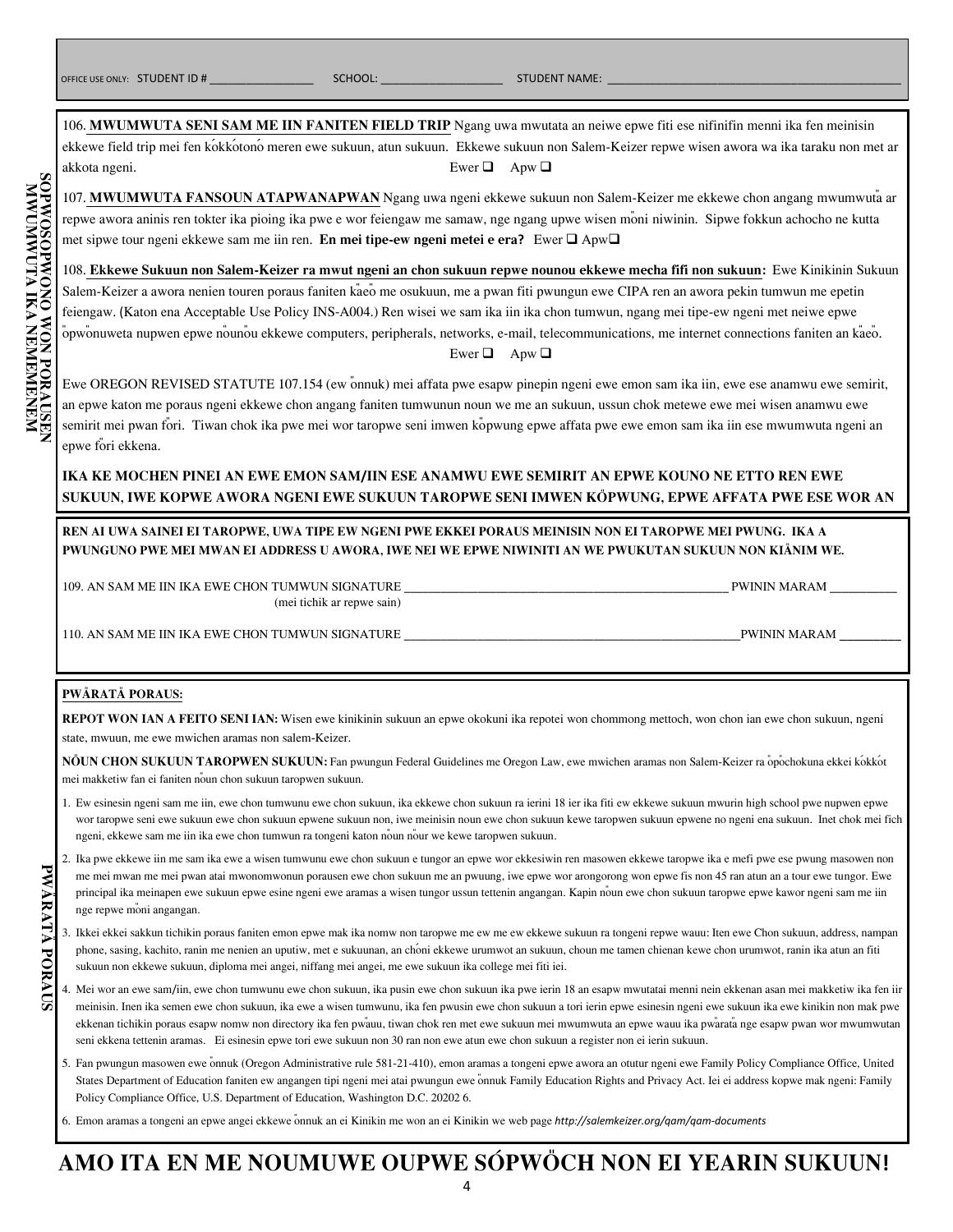OFFICE USE ONLY: STUDENT ID # ________________ SCHOOL: ___________________ STUDENT NAME: ______________________________________________

SOPWOSOPWONO WON PORAUSEN MWUMWUTA IKA NEMENEM

106. **MWUMWUTA SENI SAM ME IIN FANITEN FIELD TRIP** Ngang uwa mwutata an neiwe epwe fiti ese nifinifin menni ika fen meinisin ekkewe field trip mei fen ḱokḱotonő meren ewe sukuun, atun sukuun. Ekkewe sukuun non Salem-Keizer repwe wisen awora wa ika taraku non met ar akkota ngeni. Ewer ❑ Apw ❑

107. **MWUMWUTA FANSOUN ATAPWANAPWAN** Ngang uwa ngeni ekkewe sukuun non Salem-Keizer me ekkewe chon angang mwumwuẗa ar repwe awora aninis ren tokter ika pioing ika pwe e wor feiengaw me samaw, nge ngang upwe wisen mőni niwinin. Sipwe fokkun achocho ne kutta met sipwe tour ngeni ekkewe sam me iin ren. **En mei tipe-ew ngeni metei e era?** Ewer ❑ Apw❑

108. **Ekkewe Sukuun non Salem-Keizer ra mwut ngeni an chon sukuun repwe nounou ekkewe mecha fifi non sukuun:** Ewe Kinikinin Sukuun Salem-Keizer a awora nenien touren poraus faniten ka̋eő me osukuun, me a pwan fiti pwungun ewe CIPA ren an awora pekin tumwun me epetin feiengaw. (Katon ena Acceptable Use Policy INS-A004.) Ren wisei we sam ika iin ika chon tumwun, ngang mei tipe-ew ngeni met neiwe epwe őpwőnuweta nupwen epwe nőunőu ekkewe computers, peripherals, networks, e-mail, telecommunications, me internet connections faniten an ka̋eő. Ewer ❑ Apw ❑

Ewe OREGON REVISED STATUTE 107.154 (ew őnnuk) mei affata pwe esapw pinepin ngeni ewe emon sam ika iin, ewe ese anamwu ewe semirit, an epwe katon me poraus ngeni ekkewe chon angang faniten tumwunun noun we me an sukuun, ussun chok metewe ewe mei wisen anamwu ewe semirit mei pwan főri. Tiwan chok ika pwe mei wor taropwe seni imwen kőpwung epwe affata pwe ewe emon sam ika iin ese mwumwuta ngeni an epwe főri ekkena.

**IKA KE MOCHEN PINEI AN EWE EMON SAM/IIN ESE ANAMWU EWE SEMIRIT AN EPWE KOUNO NE ETTO REN EWE SUKUUN, IWE KOPWE AWORA NGENI EWE SUKUUN TAROPWE SENI IMWEN KÖPWUNG, EPWE AFFATA PWE ESE WOR AN**

**REN AI UWA SAINEI EI TAROPWE, UWA TIPE EW NGENI PWE EKKEI PORAUS MEINISIN NON EI TAROPWE MEI PWUNG. IKA A PWUNGUNO PWE MEI MWAN EI ADDRESS U AWORA, IWE NEI WE EPWE NIWINITI AN WE PWUKUTAN SUKUUN NON KIĂNIM WE.**

109. AN SAM ME IIN IKA EWE CHON TUMWUN SIGNATURE ____________________________________________________ PWININ MARAM __________
(mei tichik ar repwe sain)

110. AN SAM ME IIN IKA EWE CHON TUMWUN SIGNATURE _____________________________________________________PWININ MARAM __________

PWĂRATĂ PORAUS

**PWĂRATĂ PORAUS:**

**REPOT WON IAN A FEITO SENI IAN:** Wisen ewe kinikinin sukuun an epwe okokuni ika repotei won chommong mettoch, won chon ian ewe chon sukuun, ngeni state, mwuun, me ewe mwichen aramas non salem-Keizer.

**NŐUN CHON SUKUUN TAROPWEN SUKUUN:** Fan pwungun Federal Guidelines me Oregon Law, ewe mwichen aramas non Salem-Keizer ra őpochokuna ekkei ḱokḱot mei makketiw fan ei faniten nőun chon sukuun taropwen sukuun.

1. Ew esinesin ngeni sam me iin, ewe chon tumwunu ewe chon sukuun, ika ekkewe chon sukuun ra ierini 18 ier ika fiti ew ekkewe sukuun mwurin high school pwe nupwen epwe wor taropwe seni ewe sukuun ewe chon sukuun epwene sukuun non, iwe meinisin noun ewe chon sukuun kewe taropwen sukuun epwene no ngeni ena sukuun. Inet chok mei fich ngeni, ekkewe sam me iin ika ewe chon tumwun ra tongeni katon nőun nőur we kewe taropwen sukuun.
2. Ika pwe ekkewe iin me sam ika ewe a wisen tumwunu ewe chon sukuun e tungor an epwe wor ekkesiwin ren masowen ekkewe taropwe ika e mefi pwe ese pwung masowen non me mei mwan me mei pwan atai mwonomwonun porausen ewe chon sukuun me an pwuung, iwe epwe wor arongorong won epwe fis non 45 ran atun an a tour ewe tungor. Ewe principal ika meinapen ewe sukuun epwe esine ngeni ewe aramas a wisen tungor ussun tettenin angangan. Kapin nőun ewe chon sukuun taropwe epwe kawor ngeni sam me iin nge repwe mőni angangan.
3. Ikkei ekkei sakkun tichikin poraus faniten emon epwe mak ika nomw non taropwe me ew me ew ekkewe sukuun ra tongeni repwe wauu: Iten ewe Chon sukuun, address, nampan phone, sasing, kachito, ranin me nenien an uputiw, met e sukuunan, an chőni ekkewe urumwot an sukuun, choun me tamen chienan kewe chon urumwot, ranin ika atun an fiti sukuun non ekkewe sukuun, diploma mei angei, niffang mei angei, me ewe sukuun ika college mei fiti iei.
4. Mei wor an ewe sam/iin, ewe chon tumwunu ewe chon sukuun, ika pusin ewe chon sukuun ika pwe ierin 18 an esapw mwutatai menni nein ekkenan asan mei makketiw ika fen iir meinisin. Inen ika semen ewe chon sukuun, ika ewe a wisen tumwunu, ika fen pwusin ewe chon sukuun a tori ierin epwe esinesin ngeni ewe sukuun ika ewe kinikin non mak pwe ekkenan tichikin poraus esapw nomw non directory ika fen pwăuu, tiwan chok ren met ewe sukuun mei mwumwuta an epwe wauu ika pwăraẗa nge esapw pwan wor mwumwutan seni ekkena tettenin aramas. Ei esinesin epwe tori ewe sukuun non 30 ran non ewe atun ewe chon sukuun a register non ei ierin sukuun.
5. Fan pwungun masowen ewe őnnuk (Oregon Administrative rule 581-21-410), emon aramas a tongeni epwe awora an otutur ngeni ewe Family Policy Compliance Office, United States Department of Education faniten ew angangen tipi ngeni mei atai pwungun ewe őnnuk Family Education Rights and Privacy Act. Iei ei address kopwe mak ngeni: Family Policy Compliance Office, U.S. Department of Education, Washington D.C. 20202 6.
6. Emon aramas a tongeni an epwe angei ekkewe őnnuk an ei Kinikin me won an ei Kinikin we web page *http://salemkeizer.org/qam/qam-documents*

# AMO ITA EN ME NOUMUWE OUPWE SÓPWŐCH NON EI YEARIN SUKUUN!